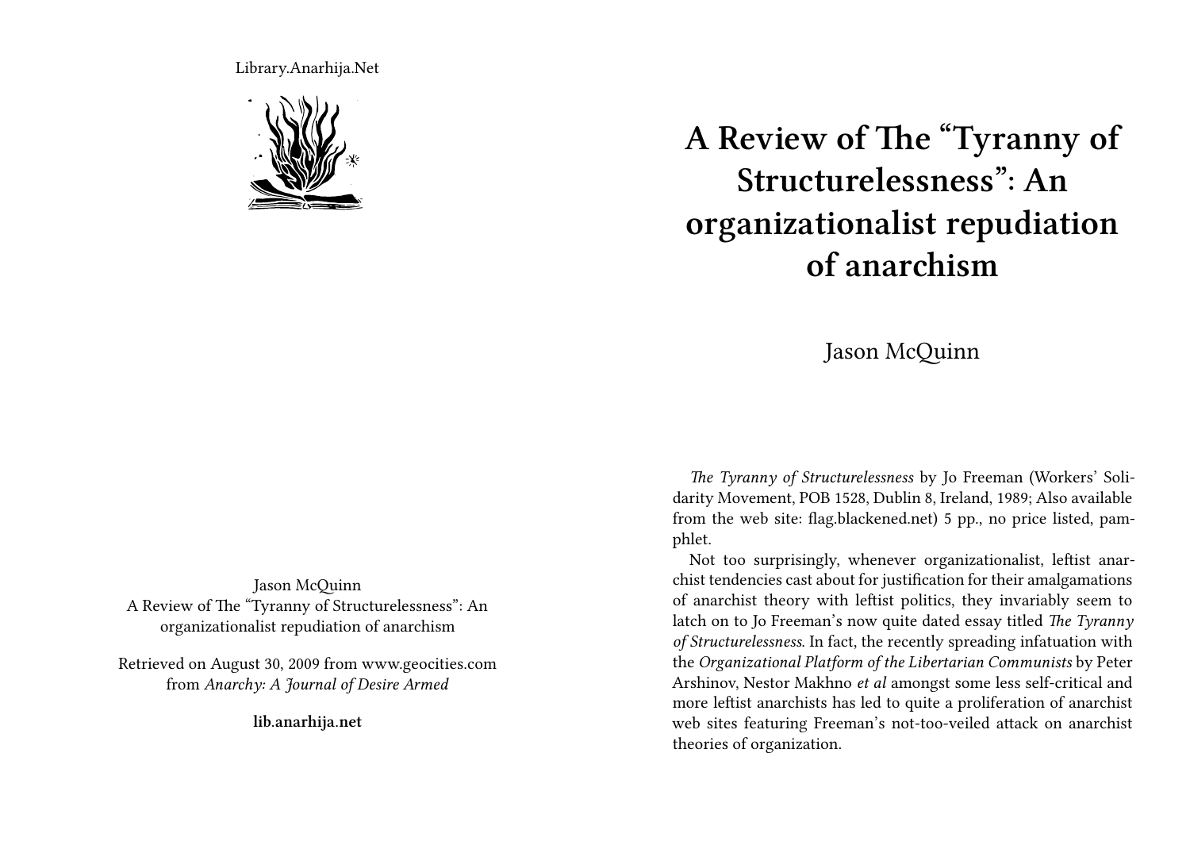Library.Anarhija.Net

Jason McQuinn
A Review of The "Tyranny of Structurelessness": An organizationalist repudiation of anarchism

Retrieved on August 30, 2009 from www.geocities.com from *Anarchy: A Journal of Desire Armed*

**lib.anarhija.net**

# A Review of The "Tyranny of Structurelessness": An organizationalist repudiation of anarchism

Jason McQuinn

*The Tyranny of Structurelessness* by Jo Freeman (Workers' Solidarity Movement, POB 1528, Dublin 8, Ireland, 1989; Also available from the web site: flag.blackened.net) 5 pp., no price listed, pamphlet.

Not too surprisingly, whenever organizationalist, leftist anarchist tendencies cast about for justification for their amalgamations of anarchist theory with leftist politics, they invariably seem to latch on to Jo Freeman's now quite dated essay titled *The Tyranny of Structurelessness*. In fact, the recently spreading infatuation with the *Organizational Platform of the Libertarian Communists* by Peter Arshinov, Nestor Makhno *et al* amongst some less self-critical and more leftist anarchists has led to quite a proliferation of anarchist web sites featuring Freeman's not-too-veiled attack on anarchist theories of organization.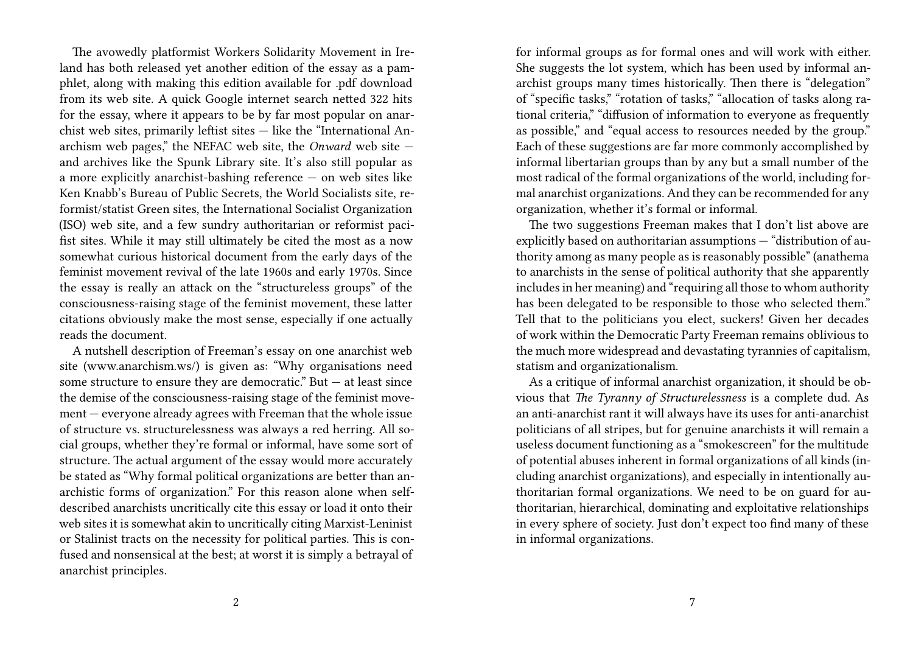The avowedly platformist Workers Solidarity Movement in Ireland has both released yet another edition of the essay as a pamphlet, along with making this edition available for .pdf download from its web site. A quick Google internet search netted 322 hits for the essay, where it appears to be by far most popular on anarchist web sites, primarily leftist sites — like the "International Anarchism web pages," the NEFAC web site, the *Onward* web site — and archives like the Spunk Library site. It's also still popular as a more explicitly anarchist-bashing reference — on web sites like Ken Knabb's Bureau of Public Secrets, the World Socialists site, reformist/statist Green sites, the International Socialist Organization (ISO) web site, and a few sundry authoritarian or reformist pacifist sites. While it may still ultimately be cited the most as a now somewhat curious historical document from the early days of the feminist movement revival of the late 1960s and early 1970s. Since the essay is really an attack on the "structureless groups" of the consciousness-raising stage of the feminist movement, these latter citations obviously make the most sense, especially if one actually reads the document.

A nutshell description of Freeman's essay on one anarchist web site (www.anarchism.ws/) is given as: "Why organisations need some structure to ensure they are democratic." But — at least since the demise of the consciousness-raising stage of the feminist movement — everyone already agrees with Freeman that the whole issue of structure vs. structurelessness was always a red herring. All social groups, whether they're formal or informal, have some sort of structure. The actual argument of the essay would more accurately be stated as "Why formal political organizations are better than anarchistic forms of organization." For this reason alone when self-described anarchists uncritically cite this essay or load it onto their web sites it is somewhat akin to uncritically citing Marxist-Leninist or Stalinist tracts on the necessity for political parties. This is confused and nonsensical at the best; at worst it is simply a betrayal of anarchist principles.

for informal groups as for formal ones and will work with either. She suggests the lot system, which has been used by informal anarchist groups many times historically. Then there is "delegation" of "specific tasks," "rotation of tasks," "allocation of tasks along rational criteria," "diffusion of information to everyone as frequently as possible," and "equal access to resources needed by the group." Each of these suggestions are far more commonly accomplished by informal libertarian groups than by any but a small number of the most radical of the formal organizations of the world, including formal anarchist organizations. And they can be recommended for any organization, whether it's formal or informal.

The two suggestions Freeman makes that I don't list above are explicitly based on authoritarian assumptions — "distribution of authority among as many people as is reasonably possible" (anathema to anarchists in the sense of political authority that she apparently includes in her meaning) and "requiring all those to whom authority has been delegated to be responsible to those who selected them." Tell that to the politicians you elect, suckers! Given her decades of work within the Democratic Party Freeman remains oblivious to the much more widespread and devastating tyrannies of capitalism, statism and organizationalism.

As a critique of informal anarchist organization, it should be obvious that *The Tyranny of Structurelessness* is a complete dud. As an anti-anarchist rant it will always have its uses for anti-anarchist politicians of all stripes, but for genuine anarchists it will remain a useless document functioning as a "smokescreen" for the multitude of potential abuses inherent in formal organizations of all kinds (including anarchist organizations), and especially in intentionally authoritarian formal organizations. We need to be on guard for authoritarian, hierarchical, dominating and exploitative relationships in every sphere of society. Just don't expect too find many of these in informal organizations.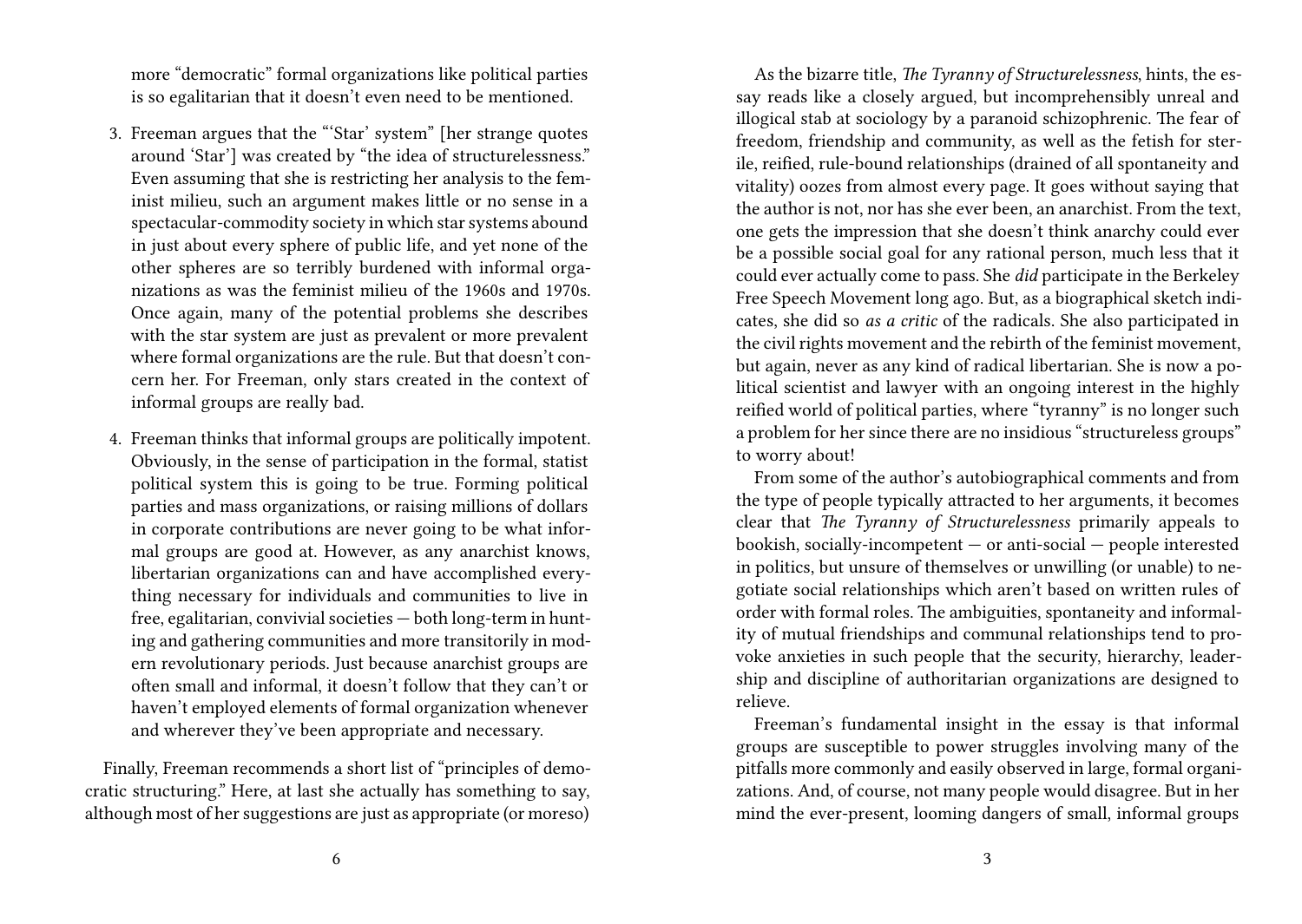more “democratic” formal organizations like political parties is so egalitarian that it doesn’t even need to be mentioned.

3. Freeman argues that the “‘Star’ system” [her strange quotes around ‘Star’] was created by “the idea of structurelessness.” Even assuming that she is restricting her analysis to the feminist milieu, such an argument makes little or no sense in a spectacular-commodity society in which star systems abound in just about every sphere of public life, and yet none of the other spheres are so terribly burdened with informal organizations as was the feminist milieu of the 1960s and 1970s. Once again, many of the potential problems she describes with the star system are just as prevalent or more prevalent where formal organizations are the rule. But that doesn’t concern her. For Freeman, only stars created in the context of informal groups are really bad.

4. Freeman thinks that informal groups are politically impotent. Obviously, in the sense of participation in the formal, statist political system this is going to be true. Forming political parties and mass organizations, or raising millions of dollars in corporate contributions are never going to be what informal groups are good at. However, as any anarchist knows, libertarian organizations can and have accomplished everything necessary for individuals and communities to live in free, egalitarian, convivial societies — both long-term in hunting and gathering communities and more transitorily in modern revolutionary periods. Just because anarchist groups are often small and informal, it doesn’t follow that they can’t or haven’t employed elements of formal organization whenever and wherever they’ve been appropriate and necessary.

Finally, Freeman recommends a short list of “principles of democratic structuring.” Here, at last she actually has something to say, although most of her suggestions are just as appropriate (or moreso)

As the bizarre title, *The Tyranny of Structurelessness*, hints, the essay reads like a closely argued, but incomprehensibly unreal and illogical stab at sociology by a paranoid schizophrenic. The fear of freedom, friendship and community, as well as the fetish for sterile, reified, rule-bound relationships (drained of all spontaneity and vitality) oozes from almost every page. It goes without saying that the author is not, nor has she ever been, an anarchist. From the text, one gets the impression that she doesn’t think anarchy could ever be a possible social goal for any rational person, much less that it could ever actually come to pass. She *did* participate in the Berkeley Free Speech Movement long ago. But, as a biographical sketch indicates, she did so *as a critic* of the radicals. She also participated in the civil rights movement and the rebirth of the feminist movement, but again, never as any kind of radical libertarian. She is now a political scientist and lawyer with an ongoing interest in the highly reified world of political parties, where “tyranny” is no longer such a problem for her since there are no insidious “structureless groups” to worry about!

From some of the author’s autobiographical comments and from the type of people typically attracted to her arguments, it becomes clear that *The Tyranny of Structurelessness* primarily appeals to bookish, socially-incompetent — or anti-social — people interested in politics, but unsure of themselves or unwilling (or unable) to negotiate social relationships which aren’t based on written rules of order with formal roles. The ambiguities, spontaneity and informality of mutual friendships and communal relationships tend to provoke anxieties in such people that the security, hierarchy, leadership and discipline of authoritarian organizations are designed to relieve.

Freeman’s fundamental insight in the essay is that informal groups are susceptible to power struggles involving many of the pitfalls more commonly and easily observed in large, formal organizations. And, of course, not many people would disagree. But in her mind the ever-present, looming dangers of small, informal groups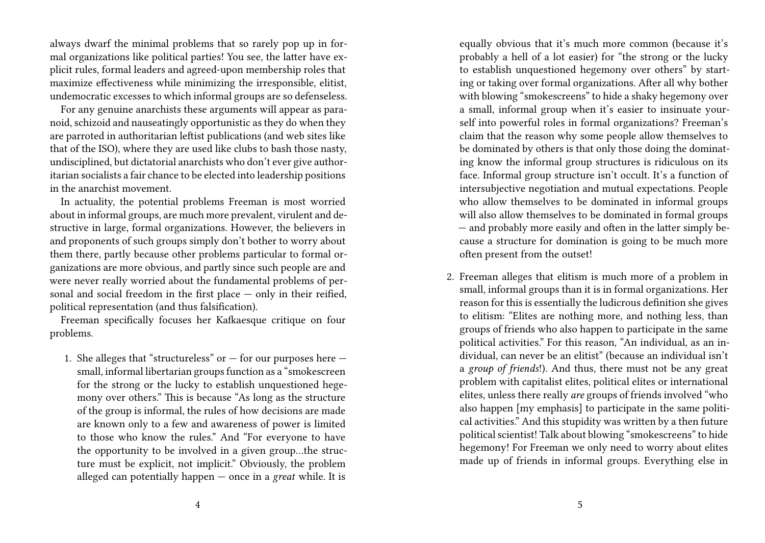always dwarf the minimal problems that so rarely pop up in formal organizations like political parties! You see, the latter have explicit rules, formal leaders and agreed-upon membership roles that maximize effectiveness while minimizing the irresponsible, elitist, undemocratic excesses to which informal groups are so defenseless.

For any genuine anarchists these arguments will appear as paranoid, schizoid and nauseatingly opportunistic as they do when they are parroted in authoritarian leftist publications (and web sites like that of the ISO), where they are used like clubs to bash those nasty, undisciplined, but dictatorial anarchists who don't ever give authoritarian socialists a fair chance to be elected into leadership positions in the anarchist movement.

In actuality, the potential problems Freeman is most worried about in informal groups, are much more prevalent, virulent and destructive in large, formal organizations. However, the believers in and proponents of such groups simply don't bother to worry about them there, partly because other problems particular to formal organizations are more obvious, and partly since such people are and were never really worried about the fundamental problems of personal and social freedom in the first place — only in their reified, political representation (and thus falsification).

Freeman specifically focuses her Kafkaesque critique on four problems.

1. She alleges that "structureless" or — for our purposes here — small, informal libertarian groups function as a "smokescreen for the strong or the lucky to establish unquestioned hegemony over others." This is because "As long as the structure of the group is informal, the rules of how decisions are made are known only to a few and awareness of power is limited to those who know the rules." And "For everyone to have the opportunity to be involved in a given group…the structure must be explicit, not implicit." Obviously, the problem alleged can potentially happen — once in a *great* while. It is equally obvious that it's much more common (because it's probably a hell of a lot easier) for "the strong or the lucky to establish unquestioned hegemony over others" by starting or taking over formal organizations. After all why bother with blowing "smokescreens" to hide a shaky hegemony over a small, informal group when it's easier to insinuate yourself into powerful roles in formal organizations? Freeman's claim that the reason why some people allow themselves to be dominated by others is that only those doing the dominating know the informal group structures is ridiculous on its face. Informal group structure isn't occult. It's a function of intersubjective negotiation and mutual expectations. People who allow themselves to be dominated in informal groups will also allow themselves to be dominated in formal groups — and probably more easily and often in the latter simply because a structure for domination is going to be much more often present from the outset!

2. Freeman alleges that elitism is much more of a problem in small, informal groups than it is in formal organizations. Her reason for this is essentially the ludicrous definition she gives to elitism: "Elites are nothing more, and nothing less, than groups of friends who also happen to participate in the same political activities." For this reason, "An individual, as an individual, can never be an elitist" (because an individual isn't a *group of friends*!). And thus, there must not be any great problem with capitalist elites, political elites or international elites, unless there really *are* groups of friends involved "who also happen [my emphasis] to participate in the same political activities." And this stupidity was written by a then future political scientist! Talk about blowing "smokescreens" to hide hegemony! For Freeman we only need to worry about elites made up of friends in informal groups. Everything else in